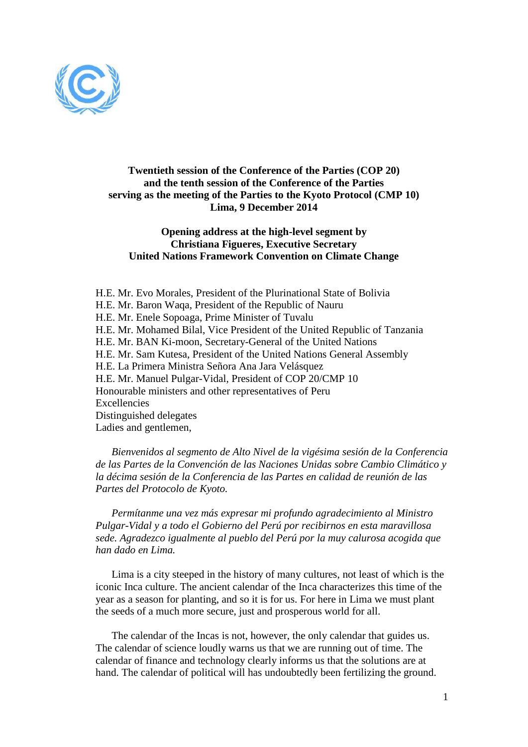**Twentieth session of the Conference of the Parties (COP 20)**
**and the tenth session of the Conference of the Parties**
**serving as the meeting of the Parties to the Kyoto Protocol (CMP 10)**
**Lima, 9 December 2014**

**Opening address at the high-level segment by**
**Christiana Figueres, Executive Secretary**
**United Nations Framework Convention on Climate Change**

H.E. Mr. Evo Morales, President of the Plurinational State of Bolivia
H.E. Mr. Baron Waqa, President of the Republic of Nauru
H.E. Mr. Enele Sopoaga, Prime Minister of Tuvalu
H.E. Mr. Mohamed Bilal, Vice President of the United Republic of Tanzania
H.E. Mr. BAN Ki-moon, Secretary-General of the United Nations
H.E. Mr. Sam Kutesa, President of the United Nations General Assembly
H.E. La Primera Ministra Señora Ana Jara Velásquez
H.E. Mr. Manuel Pulgar-Vidal, President of COP 20/CMP 10
Honourable ministers and other representatives of Peru
Excellencies
Distinguished delegates
Ladies and gentlemen,

*Bienvenidos al segmento de Alto Nivel de la vigésima sesión de la Conferencia de las Partes de la Convención de las Naciones Unidas sobre Cambio Climático y la décima sesión de la Conferencia de las Partes en calidad de reunión de las Partes del Protocolo de Kyoto.*

*Permítanme una vez más expresar mi profundo agradecimiento al Ministro Pulgar-Vidal y a todo el Gobierno del Perú por recibirnos en esta maravillosa sede. Agradezco igualmente al pueblo del Perú por la muy calurosa acogida que han dado en Lima.*

Lima is a city steeped in the history of many cultures, not least of which is the iconic Inca culture. The ancient calendar of the Inca characterizes this time of the year as a season for planting, and so it is for us. For here in Lima we must plant the seeds of a much more secure, just and prosperous world for all.

The calendar of the Incas is not, however, the only calendar that guides us. The calendar of science loudly warns us that we are running out of time. The calendar of finance and technology clearly informs us that the solutions are at hand. The calendar of political will has undoubtedly been fertilizing the ground.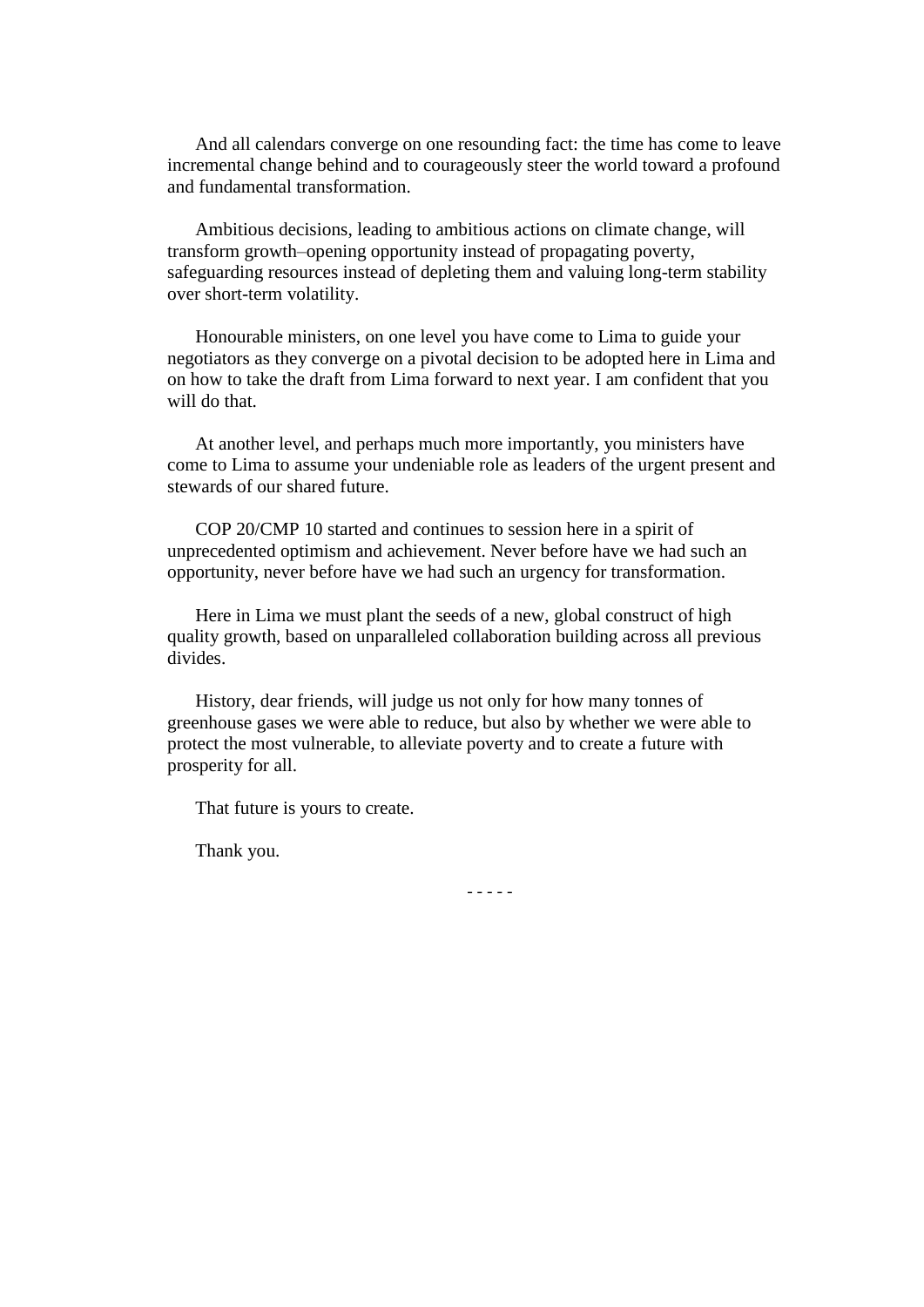And all calendars converge on one resounding fact: the time has come to leave incremental change behind and to courageously steer the world toward a profound and fundamental transformation.

Ambitious decisions, leading to ambitious actions on climate change, will transform growth–opening opportunity instead of propagating poverty, safeguarding resources instead of depleting them and valuing long-term stability over short-term volatility.

Honourable ministers, on one level you have come to Lima to guide your negotiators as they converge on a pivotal decision to be adopted here in Lima and on how to take the draft from Lima forward to next year. I am confident that you will do that.

At another level, and perhaps much more importantly, you ministers have come to Lima to assume your undeniable role as leaders of the urgent present and stewards of our shared future.

COP 20/CMP 10 started and continues to session here in a spirit of unprecedented optimism and achievement. Never before have we had such an opportunity, never before have we had such an urgency for transformation.

Here in Lima we must plant the seeds of a new, global construct of high quality growth, based on unparalleled collaboration building across all previous divides.

History, dear friends, will judge us not only for how many tonnes of greenhouse gases we were able to reduce, but also by whether we were able to protect the most vulnerable, to alleviate poverty and to create a future with prosperity for all.

That future is yours to create.

Thank you.

- - - - -